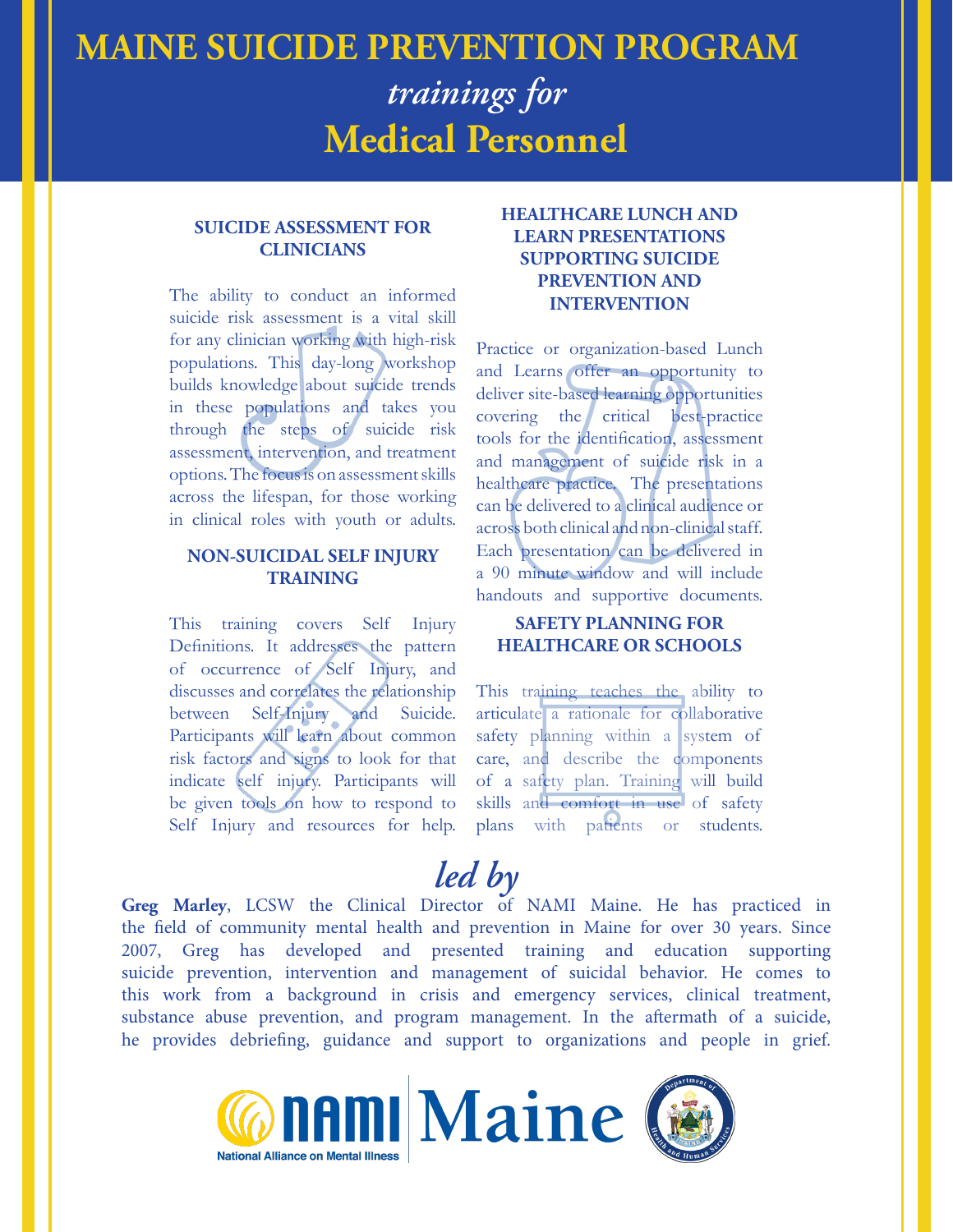# MAINE SUICIDE PREVENTION PROGRAM

*trainings for*

# Medical Personnel

### SUICIDE ASSESSMENT FOR CLINICIANS

The ability to conduct an informed suicide risk assessment is a vital skill for any clinician working with high-risk populations. This day-long workshop builds knowledge about suicide trends in these populations and takes you through the steps of suicide risk assessment, intervention, and treatment options. The focus is on assessment skills across the lifespan, for those working in clinical roles with youth or adults.

### NON-SUICIDAL SELF INJURY TRAINING

This training covers Self Injury Definitions. It addresses the pattern of occurrence of Self Injury, and discusses and correlates the relationship between Self-Injury and Suicide. Participants will learn about common risk factors and signs to look for that indicate self injury. Participants will be given tools on how to respond to Self Injury and resources for help.

### HEALTHCARE LUNCH AND LEARN PRESENTATIONS SUPPORTING SUICIDE PREVENTION AND INTERVENTION

Practice or organization-based Lunch and Learns offer an opportunity to deliver site-based learning opportunities covering the critical best-practice tools for the identification, assessment and management of suicide risk in a healthcare practice. The presentations can be delivered to a clinical audience or across both clinical and non-clinical staff. Each presentation can be delivered in a 90 minute window and will include handouts and supportive documents.

### SAFETY PLANNING FOR HEALTHCARE OR SCHOOLS

This training teaches the ability to articulate a rationale for collaborative safety planning within a system of care, and describe the components of a safety plan. Training will build skills and comfort in use of safety plans with patients or students.

## *led by*

**Greg Marley**, LCSW the Clinical Director of NAMI Maine. He has practiced in the field of community mental health and prevention in Maine for over 30 years. Since 2007, Greg has developed and presented training and education supporting suicide prevention, intervention and management of suicidal behavior. He comes to this work from a background in crisis and emergency services, clinical treatment, substance abuse prevention, and program management. In the aftermath of a suicide, he provides debriefing, guidance and support to organizations and people in grief.

NAMI Maine — National Alliance on Mental Illness

Department of Health and Human Services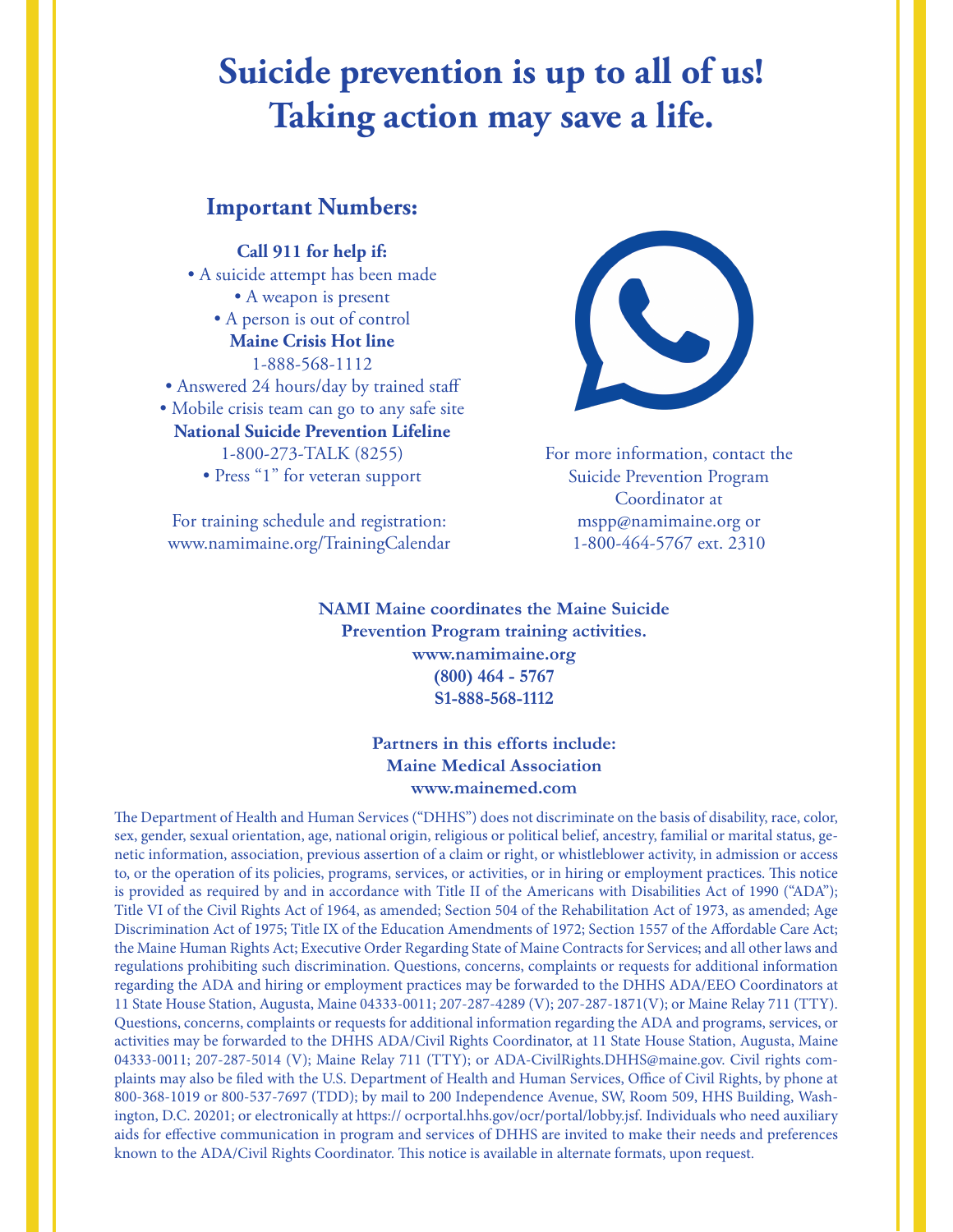# Suicide prevention is up to all of us! Taking action may save a life.

## Important Numbers:

**Call 911 for help if:**

- A suicide attempt has been made
- A weapon is present
- A person is out of control

**Maine Crisis Hot line**

1-888-568-1112

- Answered 24 hours/day by trained staff
- Mobile crisis team can go to any safe site

**National Suicide Prevention Lifeline**

1-800-273-TALK (8255)

- Press "1" for veteran support

For training schedule and registration:
www.namimaine.org/TrainingCalendar

For more information, contact the Suicide Prevention Program Coordinator at mspp@namimaine.org or 1-800-464-5767 ext. 2310

**NAMI Maine coordinates the Maine Suicide Prevention Program training activities.**
**www.namimaine.org**
**(800) 464 - 5767**
**S1-888-568-1112**

**Partners in this efforts include:**
**Maine Medical Association**
**www.mainemed.com**

The Department of Health and Human Services ("DHHS") does not discriminate on the basis of disability, race, color, sex, gender, sexual orientation, age, national origin, religious or political belief, ancestry, familial or marital status, genetic information, association, previous assertion of a claim or right, or whistleblower activity, in admission or access to, or the operation of its policies, programs, services, or activities, or in hiring or employment practices. This notice is provided as required by and in accordance with Title II of the Americans with Disabilities Act of 1990 ("ADA"); Title VI of the Civil Rights Act of 1964, as amended; Section 504 of the Rehabilitation Act of 1973, as amended; Age Discrimination Act of 1975; Title IX of the Education Amendments of 1972; Section 1557 of the Affordable Care Act; the Maine Human Rights Act; Executive Order Regarding State of Maine Contracts for Services; and all other laws and regulations prohibiting such discrimination. Questions, concerns, complaints or requests for additional information regarding the ADA and hiring or employment practices may be forwarded to the DHHS ADA/EEO Coordinators at 11 State House Station, Augusta, Maine 04333-0011; 207-287-4289 (V); 207-287-1871(V); or Maine Relay 711 (TTY). Questions, concerns, complaints or requests for additional information regarding the ADA and programs, services, or activities may be forwarded to the DHHS ADA/Civil Rights Coordinator, at 11 State House Station, Augusta, Maine 04333-0011; 207-287-5014 (V); Maine Relay 711 (TTY); or ADA-CivilRights.DHHS@maine.gov. Civil rights complaints may also be filed with the U.S. Department of Health and Human Services, Office of Civil Rights, by phone at 800-368-1019 or 800-537-7697 (TDD); by mail to 200 Independence Avenue, SW, Room 509, HHS Building, Washington, D.C. 20201; or electronically at https:// ocrportal.hhs.gov/ocr/portal/lobby.jsf. Individuals who need auxiliary aids for effective communication in program and services of DHHS are invited to make their needs and preferences known to the ADA/Civil Rights Coordinator. This notice is available in alternate formats, upon request.